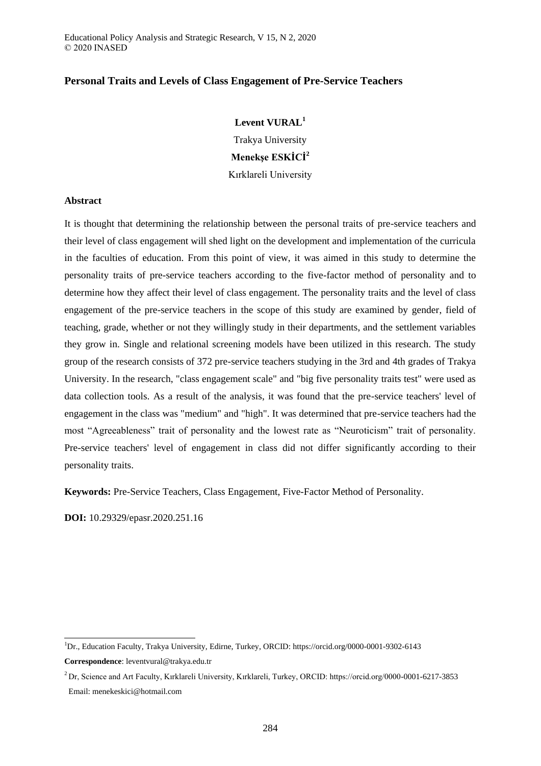# Personal Traits and Levels of Class Engagement of Pre-Service Teachers

**Levent VURAL**[1]

Trakya University

**Menekşe ESKİCİ**[2]

Kırklareli University

## Abstract

It is thought that determining the relationship between the personal traits of pre-service teachers and their level of class engagement will shed light on the development and implementation of the curricula in the faculties of education. From this point of view, it was aimed in this study to determine the personality traits of pre-service teachers according to the five-factor method of personality and to determine how they affect their level of class engagement. The personality traits and the level of class engagement of the pre-service teachers in the scope of this study are examined by gender, field of teaching, grade, whether or not they willingly study in their departments, and the settlement variables they grow in. Single and relational screening models have been utilized in this research. The study group of the research consists of 372 pre-service teachers studying in the 3rd and 4th grades of Trakya University. In the research, "class engagement scale" and "big five personality traits test" were used as data collection tools. As a result of the analysis, it was found that the pre-service teachers' level of engagement in the class was "medium" and "high". It was determined that pre-service teachers had the most "Agreeableness" trait of personality and the lowest rate as "Neuroticism" trait of personality. Pre-service teachers' level of engagement in class did not differ significantly according to their personality traits.

**Keywords:** Pre-Service Teachers, Class Engagement, Five-Factor Method of Personality.

**DOI:** 10.29329/epasr.2020.251.16

---

[1] Dr., Education Faculty, Trakya University, Edirne, Turkey, ORCID: https://orcid.org/0000-0001-9302-6143

**Correspondence**: leventvural@trakya.edu.tr

[2] Dr, Science and Art Faculty, Kırklareli University, Kırklareli, Turkey, ORCID: https://orcid.org/0000-0001-6217-3853
Email: menekeskici@hotmail.com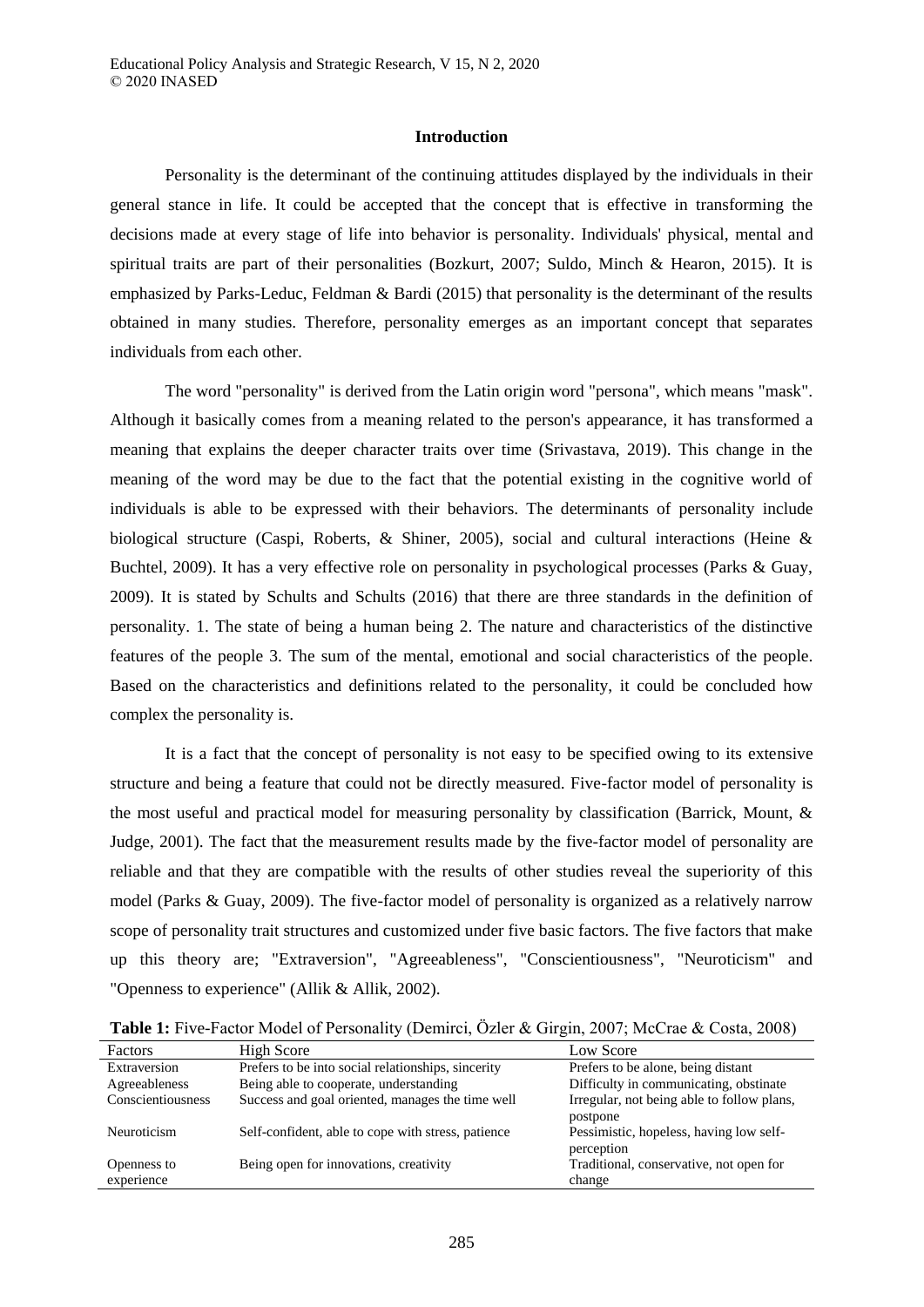## Introduction

Personality is the determinant of the continuing attitudes displayed by the individuals in their general stance in life. It could be accepted that the concept that is effective in transforming the decisions made at every stage of life into behavior is personality. Individuals' physical, mental and spiritual traits are part of their personalities (Bozkurt, 2007; Suldo, Minch & Hearon, 2015). It is emphasized by Parks-Leduc, Feldman & Bardi (2015) that personality is the determinant of the results obtained in many studies. Therefore, personality emerges as an important concept that separates individuals from each other.

The word "personality" is derived from the Latin origin word "persona", which means "mask". Although it basically comes from a meaning related to the person's appearance, it has transformed a meaning that explains the deeper character traits over time (Srivastava, 2019). This change in the meaning of the word may be due to the fact that the potential existing in the cognitive world of individuals is able to be expressed with their behaviors. The determinants of personality include biological structure (Caspi, Roberts, & Shiner, 2005), social and cultural interactions (Heine & Buchtel, 2009). It has a very effective role on personality in psychological processes (Parks & Guay, 2009). It is stated by Schults and Schults (2016) that there are three standards in the definition of personality. 1. The state of being a human being 2. The nature and characteristics of the distinctive features of the people 3. The sum of the mental, emotional and social characteristics of the people. Based on the characteristics and definitions related to the personality, it could be concluded how complex the personality is.

It is a fact that the concept of personality is not easy to be specified owing to its extensive structure and being a feature that could not be directly measured. Five-factor model of personality is the most useful and practical model for measuring personality by classification (Barrick, Mount, & Judge, 2001). The fact that the measurement results made by the five-factor model of personality are reliable and that they are compatible with the results of other studies reveal the superiority of this model (Parks & Guay, 2009). The five-factor model of personality is organized as a relatively narrow scope of personality trait structures and customized under five basic factors. The five factors that make up this theory are; "Extraversion", "Agreeableness", "Conscientiousness", "Neuroticism" and "Openness to experience" (Allik & Allik, 2002).

**Table 1:** Five-Factor Model of Personality (Demirci, Özler & Girgin, 2007; McCrae & Costa, 2008)

| Factors | High Score | Low Score |
|---|---|---|
| Extraversion | Prefers to be into social relationships, sincerity | Prefers to be alone, being distant |
| Agreeableness | Being able to cooperate, understanding | Difficulty in communicating, obstinate |
| Conscientiousness | Success and goal oriented, manages the time well | Irregular, not being able to follow plans, postpone |
| Neuroticism | Self-confident, able to cope with stress, patience | Pessimistic, hopeless, having low self-perception |
| Openness to experience | Being open for innovations, creativity | Traditional, conservative, not open for change |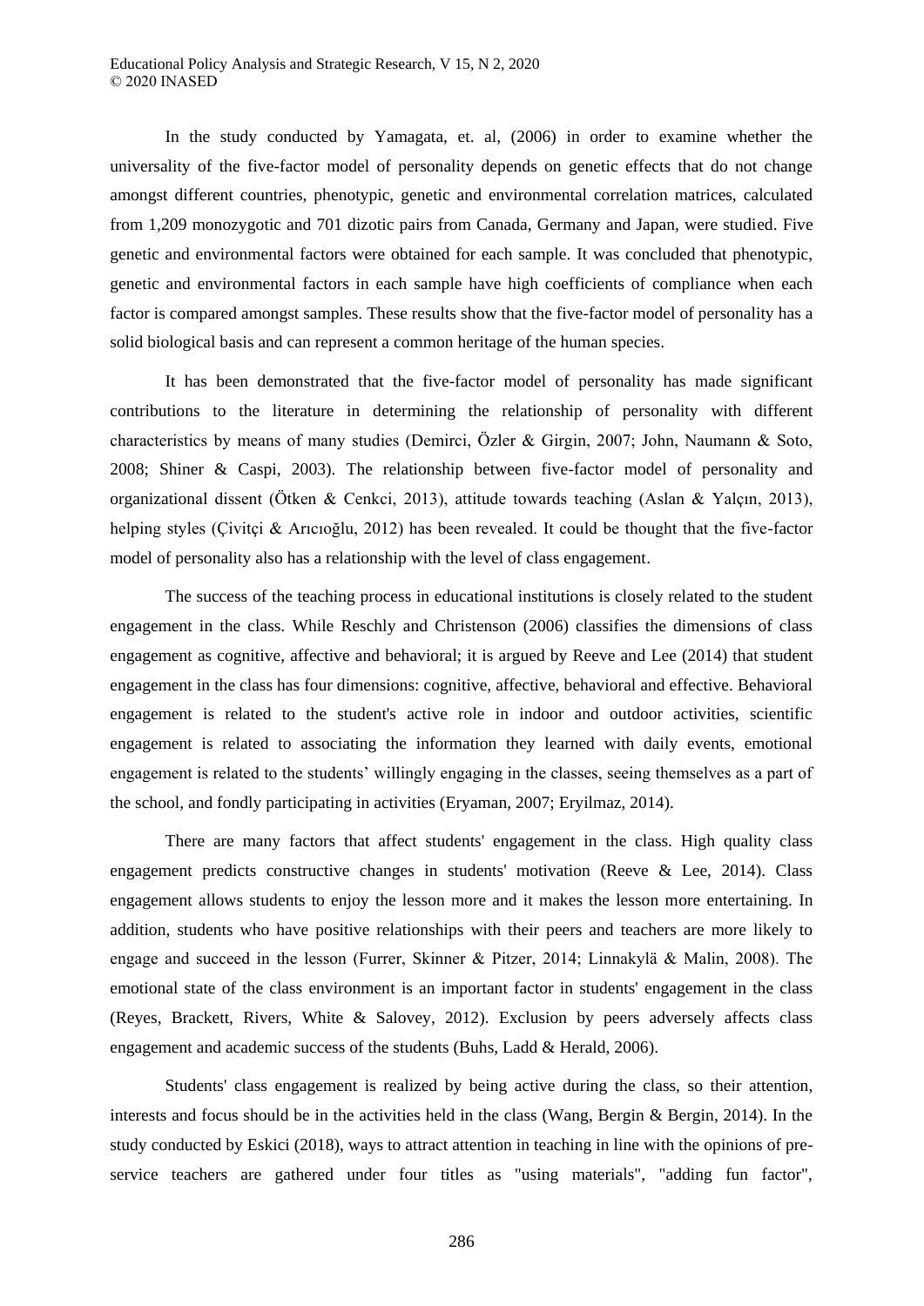In the study conducted by Yamagata, et. al, (2006) in order to examine whether the universality of the five-factor model of personality depends on genetic effects that do not change amongst different countries, phenotypic, genetic and environmental correlation matrices, calculated from 1,209 monozygotic and 701 dizotic pairs from Canada, Germany and Japan, were studied. Five genetic and environmental factors were obtained for each sample. It was concluded that phenotypic, genetic and environmental factors in each sample have high coefficients of compliance when each factor is compared amongst samples. These results show that the five-factor model of personality has a solid biological basis and can represent a common heritage of the human species.

It has been demonstrated that the five-factor model of personality has made significant contributions to the literature in determining the relationship of personality with different characteristics by means of many studies (Demirci, Özler & Girgin, 2007; John, Naumann & Soto, 2008; Shiner & Caspi, 2003). The relationship between five-factor model of personality and organizational dissent (Ötken & Cenkci, 2013), attitude towards teaching (Aslan & Yalçın, 2013), helping styles (Çivitçi & Arıcıoğlu, 2012) has been revealed. It could be thought that the five-factor model of personality also has a relationship with the level of class engagement.

The success of the teaching process in educational institutions is closely related to the student engagement in the class. While Reschly and Christenson (2006) classifies the dimensions of class engagement as cognitive, affective and behavioral; it is argued by Reeve and Lee (2014) that student engagement in the class has four dimensions: cognitive, affective, behavioral and effective. Behavioral engagement is related to the student's active role in indoor and outdoor activities, scientific engagement is related to associating the information they learned with daily events, emotional engagement is related to the students' willingly engaging in the classes, seeing themselves as a part of the school, and fondly participating in activities (Eryaman, 2007; Eryilmaz, 2014).

There are many factors that affect students' engagement in the class. High quality class engagement predicts constructive changes in students' motivation (Reeve & Lee, 2014). Class engagement allows students to enjoy the lesson more and it makes the lesson more entertaining. In addition, students who have positive relationships with their peers and teachers are more likely to engage and succeed in the lesson (Furrer, Skinner & Pitzer, 2014; Linnakylä & Malin, 2008). The emotional state of the class environment is an important factor in students' engagement in the class (Reyes, Brackett, Rivers, White & Salovey, 2012). Exclusion by peers adversely affects class engagement and academic success of the students (Buhs, Ladd & Herald, 2006).

Students' class engagement is realized by being active during the class, so their attention, interests and focus should be in the activities held in the class (Wang, Bergin & Bergin, 2014). In the study conducted by Eskici (2018), ways to attract attention in teaching in line with the opinions of pre-service teachers are gathered under four titles as "using materials", "adding fun factor",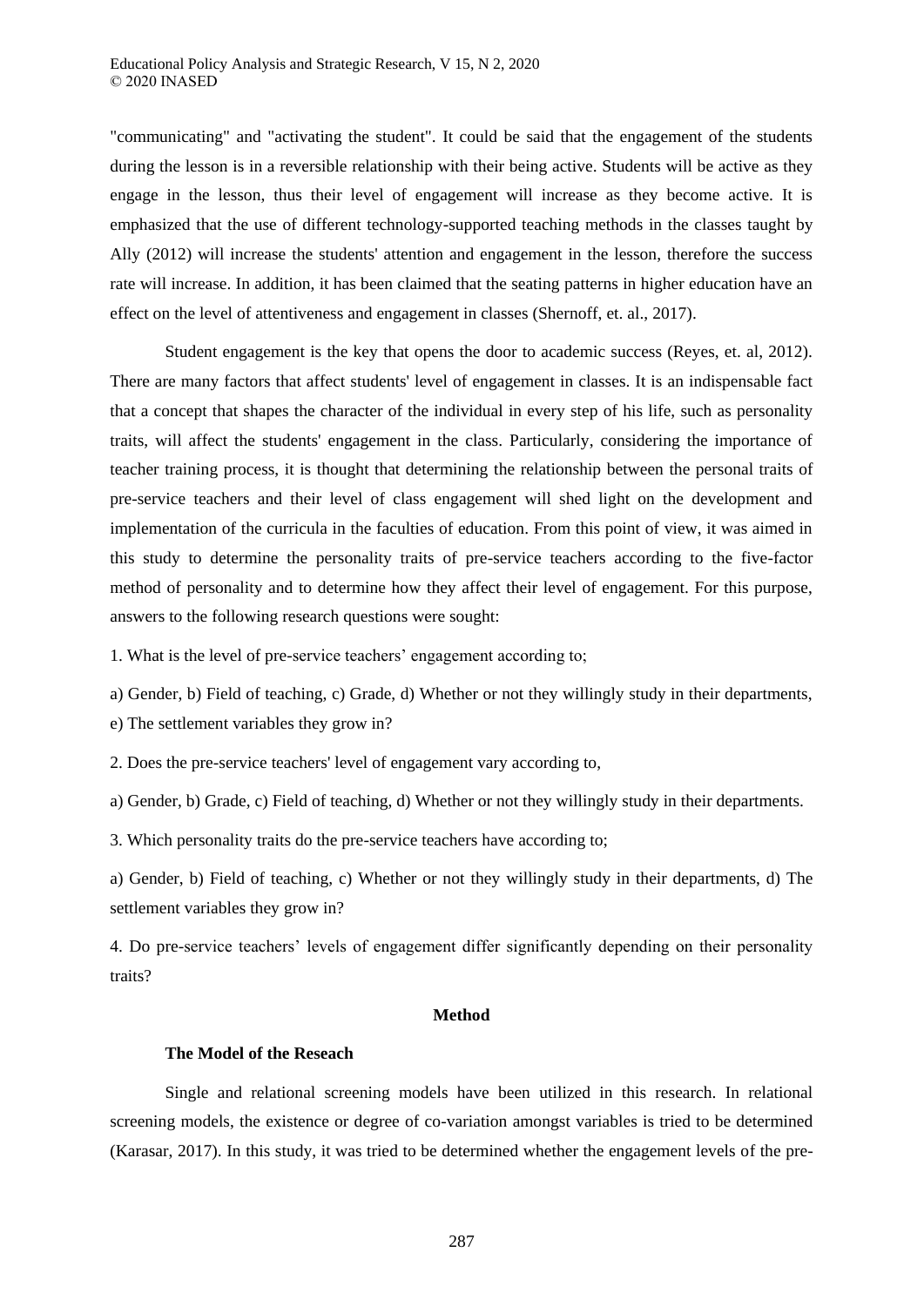"communicating" and "activating the student". It could be said that the engagement of the students during the lesson is in a reversible relationship with their being active. Students will be active as they engage in the lesson, thus their level of engagement will increase as they become active. It is emphasized that the use of different technology-supported teaching methods in the classes taught by Ally (2012) will increase the students' attention and engagement in the lesson, therefore the success rate will increase. In addition, it has been claimed that the seating patterns in higher education have an effect on the level of attentiveness and engagement in classes (Shernoff, et. al., 2017).

Student engagement is the key that opens the door to academic success (Reyes, et. al, 2012). There are many factors that affect students' level of engagement in classes. It is an indispensable fact that a concept that shapes the character of the individual in every step of his life, such as personality traits, will affect the students' engagement in the class. Particularly, considering the importance of teacher training process, it is thought that determining the relationship between the personal traits of pre-service teachers and their level of class engagement will shed light on the development and implementation of the curricula in the faculties of education. From this point of view, it was aimed in this study to determine the personality traits of pre-service teachers according to the five-factor method of personality and to determine how they affect their level of engagement. For this purpose, answers to the following research questions were sought:

1. What is the level of pre-service teachers' engagement according to;

a) Gender, b) Field of teaching, c) Grade, d) Whether or not they willingly study in their departments, e) The settlement variables they grow in?

2. Does the pre-service teachers' level of engagement vary according to,

a) Gender, b) Grade, c) Field of teaching, d) Whether or not they willingly study in their departments.

3. Which personality traits do the pre-service teachers have according to;

a) Gender, b) Field of teaching, c) Whether or not they willingly study in their departments, d) The settlement variables they grow in?

4. Do pre-service teachers' levels of engagement differ significantly depending on their personality traits?

## Method

### The Model of the Reseach

Single and relational screening models have been utilized in this research. In relational screening models, the existence or degree of co-variation amongst variables is tried to be determined (Karasar, 2017). In this study, it was tried to be determined whether the engagement levels of the pre-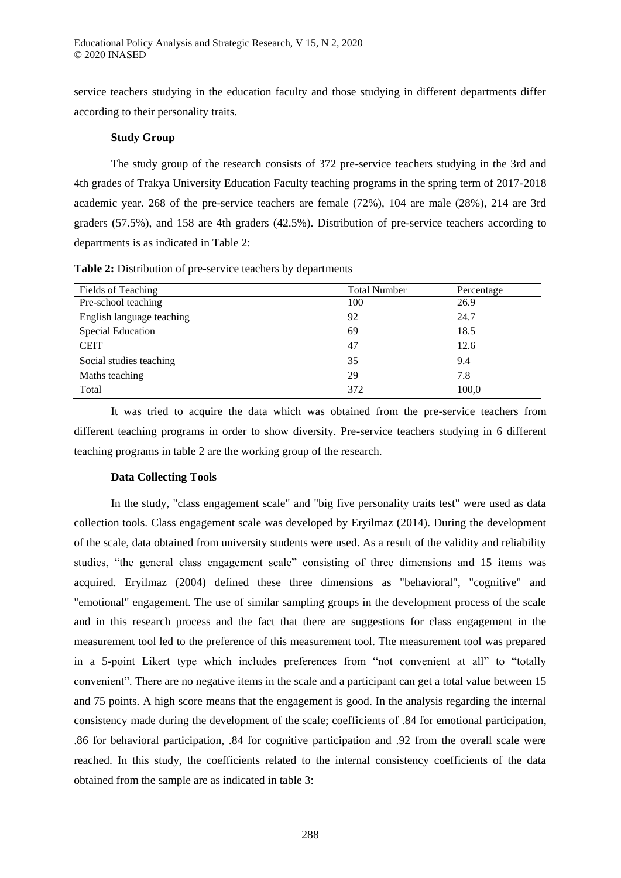service teachers studying in the education faculty and those studying in different departments differ according to their personality traits.

### Study Group

The study group of the research consists of 372 pre-service teachers studying in the 3rd and 4th grades of Trakya University Education Faculty teaching programs in the spring term of 2017-2018 academic year. 268 of the pre-service teachers are female (72%), 104 are male (28%), 214 are 3rd graders (57.5%), and 158 are 4th graders (42.5%). Distribution of pre-service teachers according to departments is as indicated in Table 2:

**Table 2:** Distribution of pre-service teachers by departments

| Fields of Teaching | Total Number | Percentage |
|---|---|---|
| Pre-school teaching | 100 | 26.9 |
| English language teaching | 92 | 24.7 |
| Special Education | 69 | 18.5 |
| CEIT | 47 | 12.6 |
| Social studies teaching | 35 | 9.4 |
| Maths teaching | 29 | 7.8 |
| Total | 372 | 100,0 |

It was tried to acquire the data which was obtained from the pre-service teachers from different teaching programs in order to show diversity. Pre-service teachers studying in 6 different teaching programs in table 2 are the working group of the research.

### Data Collecting Tools

In the study, "class engagement scale" and "big five personality traits test" were used as data collection tools. Class engagement scale was developed by Eryilmaz (2014). During the development of the scale, data obtained from university students were used. As a result of the validity and reliability studies, “the general class engagement scale” consisting of three dimensions and 15 items was acquired. Eryilmaz (2004) defined these three dimensions as "behavioral", "cognitive" and "emotional" engagement. The use of similar sampling groups in the development process of the scale and in this research process and the fact that there are suggestions for class engagement in the measurement tool led to the preference of this measurement tool. The measurement tool was prepared in a 5-point Likert type which includes preferences from “not convenient at all” to “totally convenient”. There are no negative items in the scale and a participant can get a total value between 15 and 75 points. A high score means that the engagement is good. In the analysis regarding the internal consistency made during the development of the scale; coefficients of .84 for emotional participation, .86 for behavioral participation, .84 for cognitive participation and .92 from the overall scale were reached. In this study, the coefficients related to the internal consistency coefficients of the data obtained from the sample are as indicated in table 3: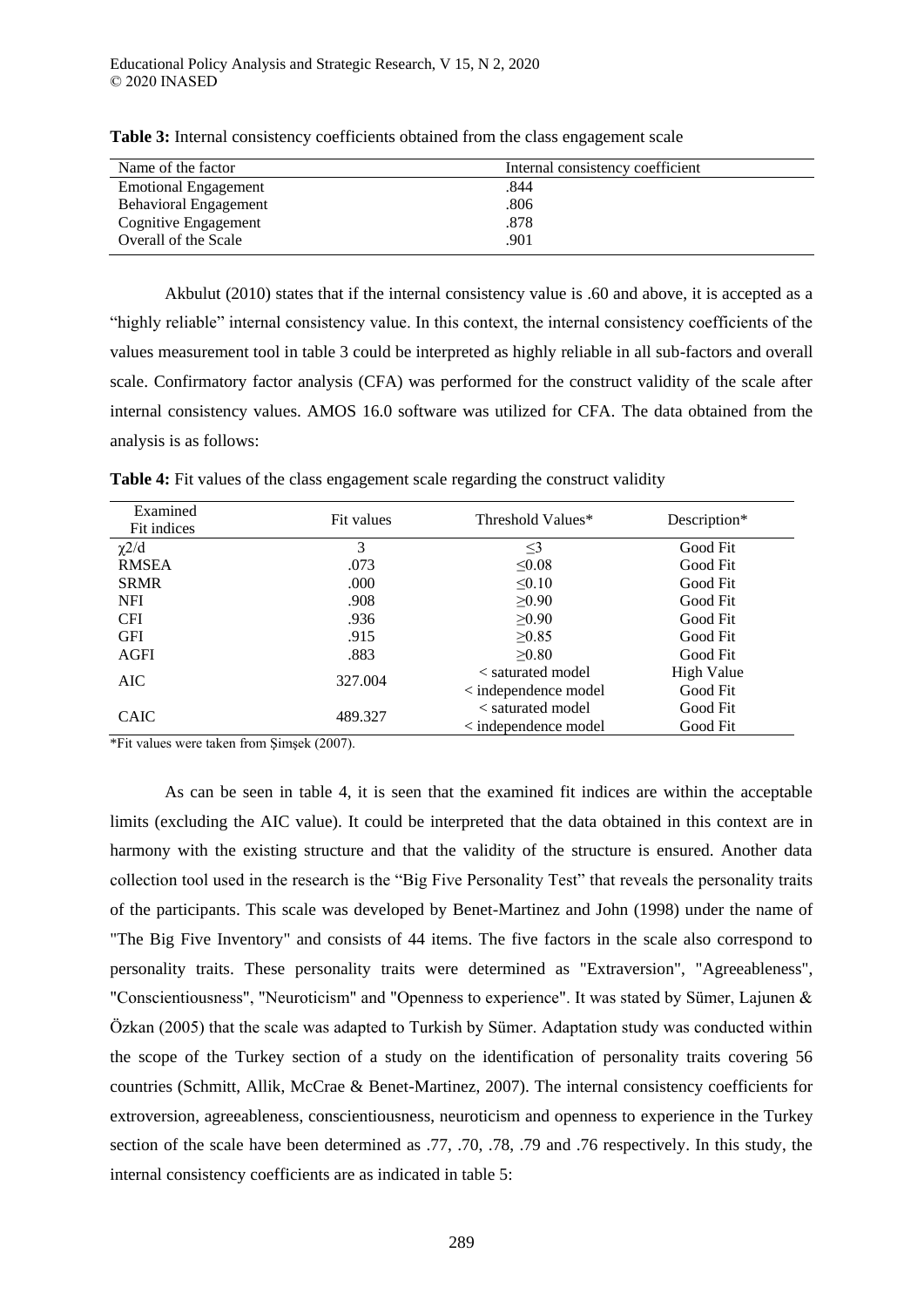**Table 3:** Internal consistency coefficients obtained from the class engagement scale

| Name of the factor | Internal consistency coefficient |
|---|---|
| Emotional Engagement | .844 |
| Behavioral Engagement | .806 |
| Cognitive Engagement | .878 |
| Overall of the Scale | .901 |

Akbulut (2010) states that if the internal consistency value is .60 and above, it is accepted as a "highly reliable" internal consistency value. In this context, the internal consistency coefficients of the values measurement tool in table 3 could be interpreted as highly reliable in all sub-factors and overall scale. Confirmatory factor analysis (CFA) was performed for the construct validity of the scale after internal consistency values. AMOS 16.0 software was utilized for CFA. The data obtained from the analysis is as follows:

**Table 4:** Fit values of the class engagement scale regarding the construct validity

| Examined Fit indices | Fit values | Threshold Values* | Description* |
|---|---|---|---|
| $\chi 2/d$ | 3 | $\leq 3$ | Good Fit |
| RMSEA | .073 | $\leq 0.08$ | Good Fit |
| SRMR | .000 | $\leq 0.10$ | Good Fit |
| NFI | .908 | $\geq 0.90$ | Good Fit |
| CFI | .936 | $\geq 0.90$ | Good Fit |
| GFI | .915 | $\geq 0.85$ | Good Fit |
| AGFI | .883 | $\geq 0.80$ | Good Fit |
| AIC | 327.004 | < saturated model<br>< independence model | High Value<br>Good Fit |
| CAIC | 489.327 | < saturated model<br>< independence model | Good Fit<br>Good Fit |

*Fit values were taken from Şimşek (2007).

As can be seen in table 4, it is seen that the examined fit indices are within the acceptable limits (excluding the AIC value). It could be interpreted that the data obtained in this context are in harmony with the existing structure and that the validity of the structure is ensured. Another data collection tool used in the research is the "Big Five Personality Test" that reveals the personality traits of the participants. This scale was developed by Benet-Martinez and John (1998) under the name of "The Big Five Inventory" and consists of 44 items. The five factors in the scale also correspond to personality traits. These personality traits were determined as "Extraversion", "Agreeableness", "Conscientiousness", "Neuroticism" and "Openness to experience". It was stated by Sümer, Lajunen & Özkan (2005) that the scale was adapted to Turkish by Sümer. Adaptation study was conducted within the scope of the Turkey section of a study on the identification of personality traits covering 56 countries (Schmitt, Allik, McCrae & Benet-Martinez, 2007). The internal consistency coefficients for extroversion, agreeableness, conscientiousness, neuroticism and openness to experience in the Turkey section of the scale have been determined as .77, .70, .78, .79 and .76 respectively. In this study, the internal consistency coefficients are as indicated in table 5: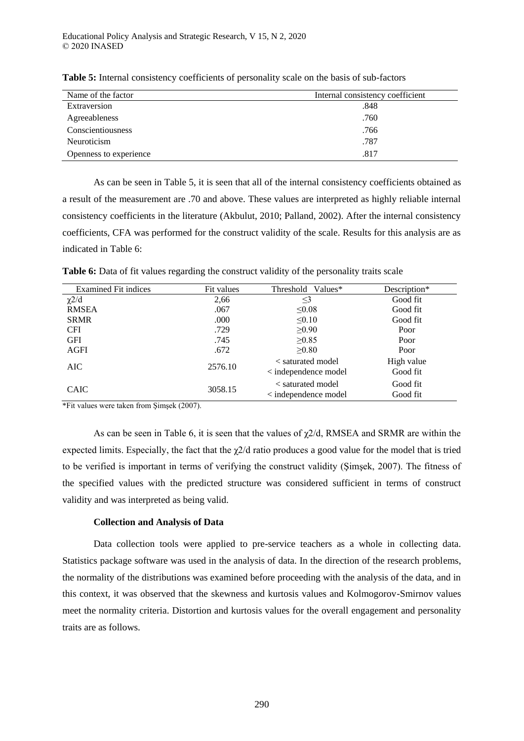**Table 5:** Internal consistency coefficients of personality scale on the basis of sub-factors

| Name of the factor | Internal consistency coefficient |
|---|---|
| Extraversion | .848 |
| Agreeableness | .760 |
| Conscientiousness | .766 |
| Neuroticism | .787 |
| Openness to experience | .817 |

As can be seen in Table 5, it is seen that all of the internal consistency coefficients obtained as a result of the measurement are .70 and above. These values are interpreted as highly reliable internal consistency coefficients in the literature (Akbulut, 2010; Palland, 2002). After the internal consistency coefficients, CFA was performed for the construct validity of the scale. Results for this analysis are as indicated in Table 6:

**Table 6:** Data of fit values regarding the construct validity of the personality traits scale

| Examined Fit indices | Fit values | Threshold Values* | Description* |
|---|---|---|---|
| $\chi2/d$ | 2,66 | $\leq 3$ | Good fit |
| RMSEA | .067 | $\leq 0.08$ | Good fit |
| SRMR | .000 | $\leq 0.10$ | Good fit |
| CFI | .729 | $\geq 0.90$ | Poor |
| GFI | .745 | $\geq 0.85$ | Poor |
| AGFI | .672 | $\geq 0.80$ | Poor |
| AIC | 2576.10 | < saturated model<br>< independence model | High value<br>Good fit |
| CAIC | 3058.15 | < saturated model<br>< independence model | Good fit<br>Good fit |

*Fit values were taken from Şimşek (2007).

As can be seen in Table 6, it is seen that the values of $\chi2/d$, RMSEA and SRMR are within the expected limits. Especially, the fact that the $\chi2/d$ ratio produces a good value for the model that is tried to be verified is important in terms of verifying the construct validity (Şimşek, 2007). The fitness of the specified values with the predicted structure was considered sufficient in terms of construct validity and was interpreted as being valid.

**Collection and Analysis of Data**

Data collection tools were applied to pre-service teachers as a whole in collecting data. Statistics package software was used in the analysis of data. In the direction of the research problems, the normality of the distributions was examined before proceeding with the analysis of the data, and in this context, it was observed that the skewness and kurtosis values and Kolmogorov-Smirnov values meet the normality criteria. Distortion and kurtosis values for the overall engagement and personality traits are as follows.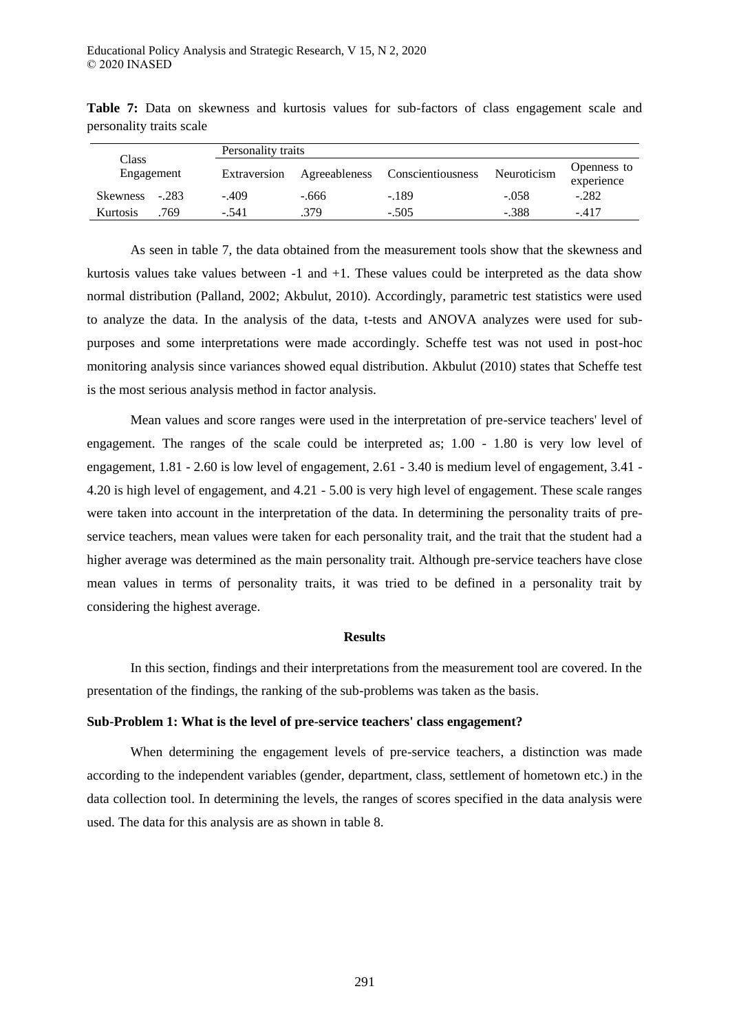**Table 7:** Data on skewness and kurtosis values for sub-factors of class engagement scale and personality traits scale

| Class Engagement | | Personality traits | | | | |
|---|---|---|---|---|---|---|
| | | Extraversion | Agreeableness | Conscientiousness | Neuroticism | Openness to experience |
| Skewness | -.283 | -.409 | -.666 | -.189 | -.058 | -.282 |
| Kurtosis | .769 | -.541 | .379 | -.505 | -.388 | -.417 |

As seen in table 7, the data obtained from the measurement tools show that the skewness and kurtosis values take values between -1 and +1. These values could be interpreted as the data show normal distribution (Palland, 2002; Akbulut, 2010). Accordingly, parametric test statistics were used to analyze the data. In the analysis of the data, t-tests and ANOVA analyzes were used for sub-purposes and some interpretations were made accordingly. Scheffe test was not used in post-hoc monitoring analysis since variances showed equal distribution. Akbulut (2010) states that Scheffe test is the most serious analysis method in factor analysis.

Mean values and score ranges were used in the interpretation of pre-service teachers' level of engagement. The ranges of the scale could be interpreted as; 1.00 - 1.80 is very low level of engagement, 1.81 - 2.60 is low level of engagement, 2.61 - 3.40 is medium level of engagement, 3.41 - 4.20 is high level of engagement, and 4.21 - 5.00 is very high level of engagement. These scale ranges were taken into account in the interpretation of the data. In determining the personality traits of pre-service teachers, mean values were taken for each personality trait, and the trait that the student had a higher average was determined as the main personality trait. Although pre-service teachers have close mean values in terms of personality traits, it was tried to be defined in a personality trait by considering the highest average.

## Results

In this section, findings and their interpretations from the measurement tool are covered. In the presentation of the findings, the ranking of the sub-problems was taken as the basis.

### Sub-Problem 1: What is the level of pre-service teachers' class engagement?

When determining the engagement levels of pre-service teachers, a distinction was made according to the independent variables (gender, department, class, settlement of hometown etc.) in the data collection tool. In determining the levels, the ranges of scores specified in the data analysis were used. The data for this analysis are as shown in table 8.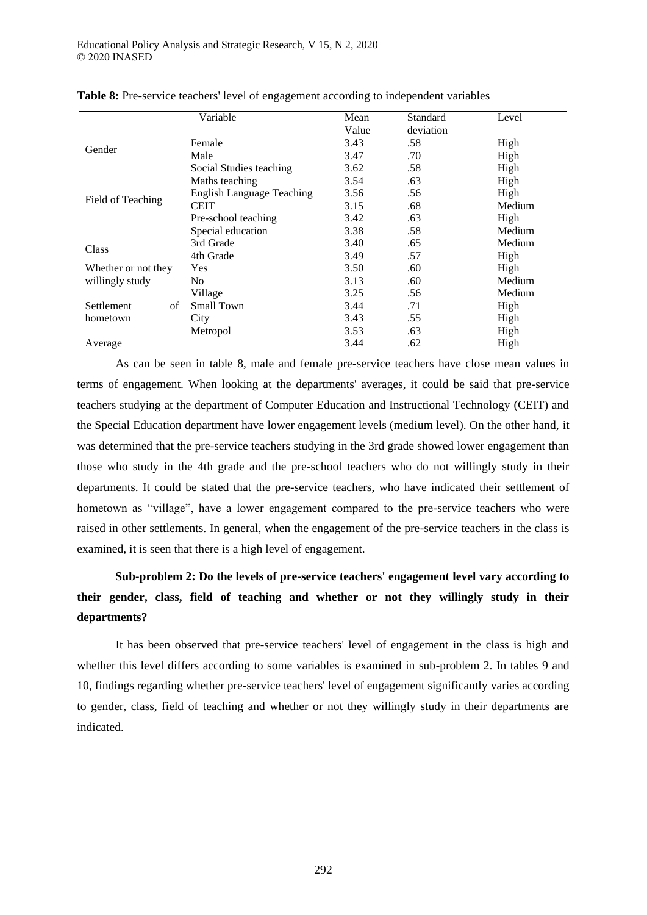**Table 8:** Pre-service teachers' level of engagement according to independent variables

| Variable | | Mean Value | Standard deviation | Level |
|---|---|---|---|---|
| Gender | Female | 3.43 | .58 | High |
| | Male | 3.47 | .70 | High |
| Field of Teaching | Social Studies teaching | 3.62 | .58 | High |
| | Maths teaching | 3.54 | .63 | High |
| | English Language Teaching | 3.56 | .56 | High |
| | CEIT | 3.15 | .68 | Medium |
| | Pre-school teaching | 3.42 | .63 | High |
| | Special education | 3.38 | .58 | Medium |
| Class | 3rd Grade | 3.40 | .65 | Medium |
| | 4th Grade | 3.49 | .57 | High |
| Whether or not they willingly study | Yes | 3.50 | .60 | High |
| | No | 3.13 | .60 | Medium |
| Settlement of hometown | Village | 3.25 | .56 | Medium |
| | Small Town | 3.44 | .71 | High |
| | City | 3.43 | .55 | High |
| | Metropol | 3.53 | .63 | High |
| Average | | 3.44 | .62 | High |

As can be seen in table 8, male and female pre-service teachers have close mean values in terms of engagement. When looking at the departments' averages, it could be said that pre-service teachers studying at the department of Computer Education and Instructional Technology (CEIT) and the Special Education department have lower engagement levels (medium level). On the other hand, it was determined that the pre-service teachers studying in the 3rd grade showed lower engagement than those who study in the 4th grade and the pre-school teachers who do not willingly study in their departments. It could be stated that the pre-service teachers, who have indicated their settlement of hometown as "village", have a lower engagement compared to the pre-service teachers who were raised in other settlements. In general, when the engagement of the pre-service teachers in the class is examined, it is seen that there is a high level of engagement.

**Sub-problem 2: Do the levels of pre-service teachers' engagement level vary according to their gender, class, field of teaching and whether or not they willingly study in their departments?**

It has been observed that pre-service teachers' level of engagement in the class is high and whether this level differs according to some variables is examined in sub-problem 2. In tables 9 and 10, findings regarding whether pre-service teachers' level of engagement significantly varies according to gender, class, field of teaching and whether or not they willingly study in their departments are indicated.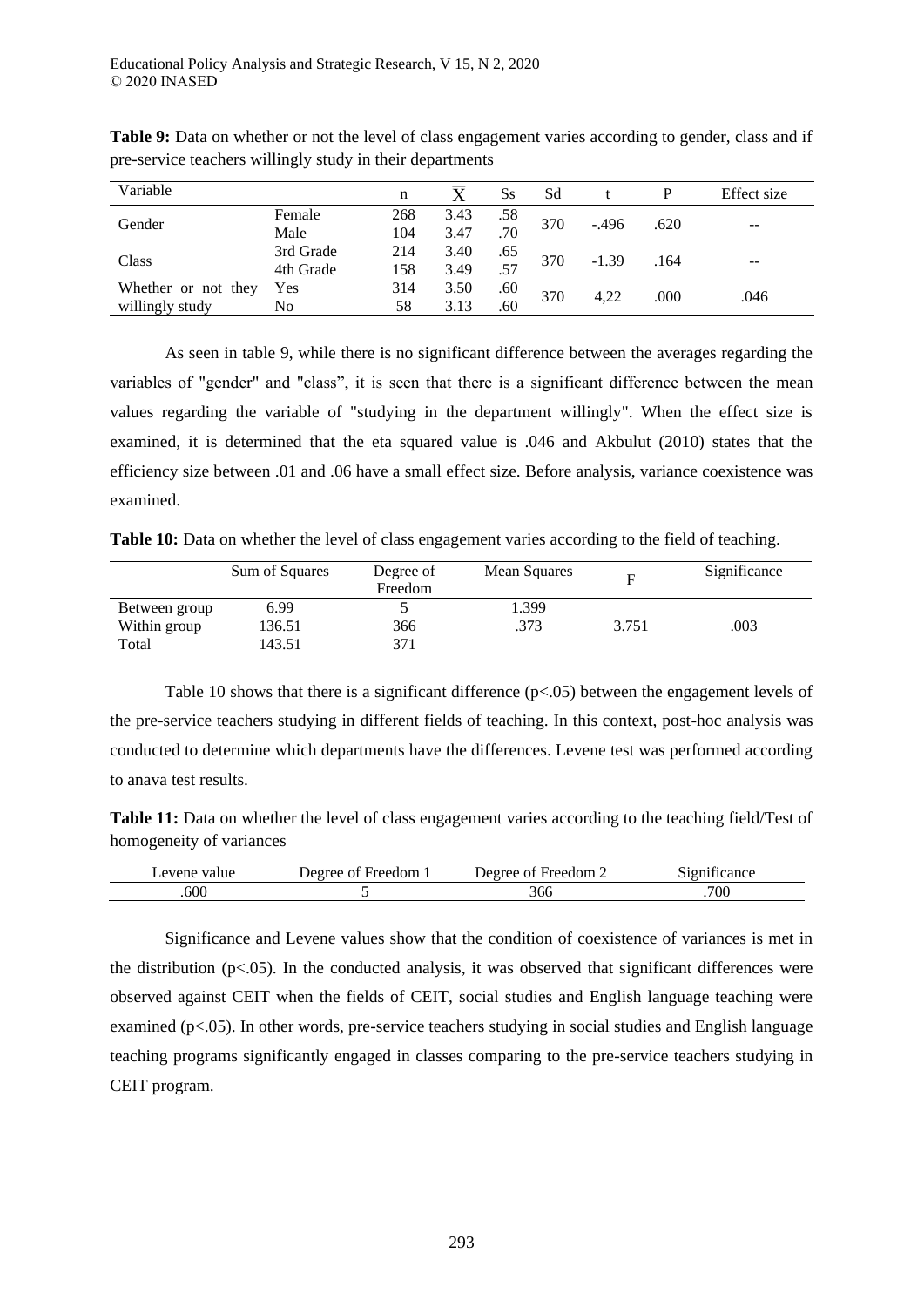**Table 9:** Data on whether or not the level of class engagement varies according to gender, class and if pre-service teachers willingly study in their departments

| Variable | | n | $\overline{X}$ | Ss | Sd | t | P | Effect size |
|---|---|---|---|---|---|---|---|---|
| Gender | Female | 268 | 3.43 | .58 | 370 | -.496 | .620 | -- |
| | Male | 104 | 3.47 | .70 | | | | |
| Class | 3rd Grade | 214 | 3.40 | .65 | 370 | -1.39 | .164 | -- |
| | 4th Grade | 158 | 3.49 | .57 | | | | |
| Whether or not they willingly study | Yes | 314 | 3.50 | .60 | 370 | 4,22 | .000 | .046 |
| | No | 58 | 3.13 | .60 | | | | |

As seen in table 9, while there is no significant difference between the averages regarding the variables of "gender" and "class", it is seen that there is a significant difference between the mean values regarding the variable of "studying in the department willingly". When the effect size is examined, it is determined that the eta squared value is .046 and Akbulut (2010) states that the efficiency size between .01 and .06 have a small effect size. Before analysis, variance coexistence was examined.

**Table 10:** Data on whether the level of class engagement varies according to the field of teaching.

| | Sum of Squares | Degree of Freedom | Mean Squares | F | Significance |
|---|---|---|---|---|---|
| Between group | 6.99 | 5 | 1.399 | | |
| Within group | 136.51 | 366 | .373 | 3.751 | .003 |
| Total | 143.51 | 371 | | | |

Table 10 shows that there is a significant difference ($p<.05$) between the engagement levels of the pre-service teachers studying in different fields of teaching. In this context, post-hoc analysis was conducted to determine which departments have the differences. Levene test was performed according to anava test results.

**Table 11:** Data on whether the level of class engagement varies according to the teaching field/Test of homogeneity of variances

| Levene value | Degree of Freedom 1 | Degree of Freedom 2 | Significance |
|---|---|---|---|
| .600 | 5 | 366 | .700 |

Significance and Levene values show that the condition of coexistence of variances is met in the distribution ($p<.05$). In the conducted analysis, it was observed that significant differences were observed against CEIT when the fields of CEIT, social studies and English language teaching were examined ($p<.05$). In other words, pre-service teachers studying in social studies and English language teaching programs significantly engaged in classes comparing to the pre-service teachers studying in CEIT program.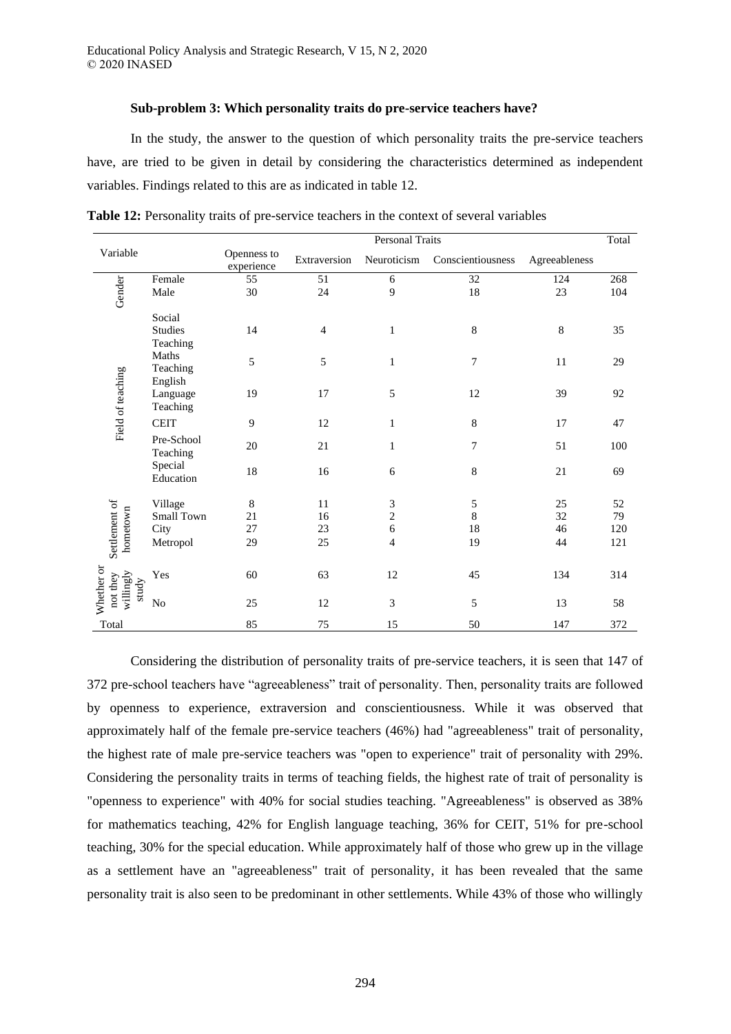**Sub-problem 3: Which personality traits do pre-service teachers have?**

In the study, the answer to the question of which personality traits the pre-service teachers have, are tried to be given in detail by considering the characteristics determined as independent variables. Findings related to this are as indicated in table 12.

**Table 12:** Personality traits of pre-service teachers in the context of several variables

| Variable | | Personal Traits | | | | | Total |
|---|---|---|---|---|---|---|---|
| | | Openness to experience | Extraversion | Neuroticism | Conscientiousness | Agreeableness | |
| Gender | Female | 55 | 51 | 6 | 32 | 124 | 268 |
| | Male | 30 | 24 | 9 | 18 | 23 | 104 |
| Field of teaching | Social Studies Teaching | 14 | 4 | 1 | 8 | 8 | 35 |
| | Maths Teaching | 5 | 5 | 1 | 7 | 11 | 29 |
| | English Language Teaching | 19 | 17 | 5 | 12 | 39 | 92 |
| | CEIT | 9 | 12 | 1 | 8 | 17 | 47 |
| | Pre-School Teaching | 20 | 21 | 1 | 7 | 51 | 100 |
| | Special Education | 18 | 16 | 6 | 8 | 21 | 69 |
| Settlement of hometown | Village | 8 | 11 | 3 | 5 | 25 | 52 |
| | Small Town | 21 | 16 | 2 | 8 | 32 | 79 |
| | City | 27 | 23 | 6 | 18 | 46 | 120 |
| | Metropol | 29 | 25 | 4 | 19 | 44 | 121 |
| Whether or not they willingly study | Yes | 60 | 63 | 12 | 45 | 134 | 314 |
| | No | 25 | 12 | 3 | 5 | 13 | 58 |
| Total | | 85 | 75 | 15 | 50 | 147 | 372 |

Considering the distribution of personality traits of pre-service teachers, it is seen that 147 of 372 pre-school teachers have "agreeableness" trait of personality. Then, personality traits are followed by openness to experience, extraversion and conscientiousness. While it was observed that approximately half of the female pre-service teachers (46%) had "agreeableness" trait of personality, the highest rate of male pre-service teachers was "open to experience" trait of personality with 29%. Considering the personality traits in terms of teaching fields, the highest rate of trait of personality is "openness to experience" with 40% for social studies teaching. "Agreeableness" is observed as 38% for mathematics teaching, 42% for English language teaching, 36% for CEIT, 51% for pre-school teaching, 30% for the special education. While approximately half of those who grew up in the village as a settlement have an "agreeableness" trait of personality, it has been revealed that the same personality trait is also seen to be predominant in other settlements. While 43% of those who willingly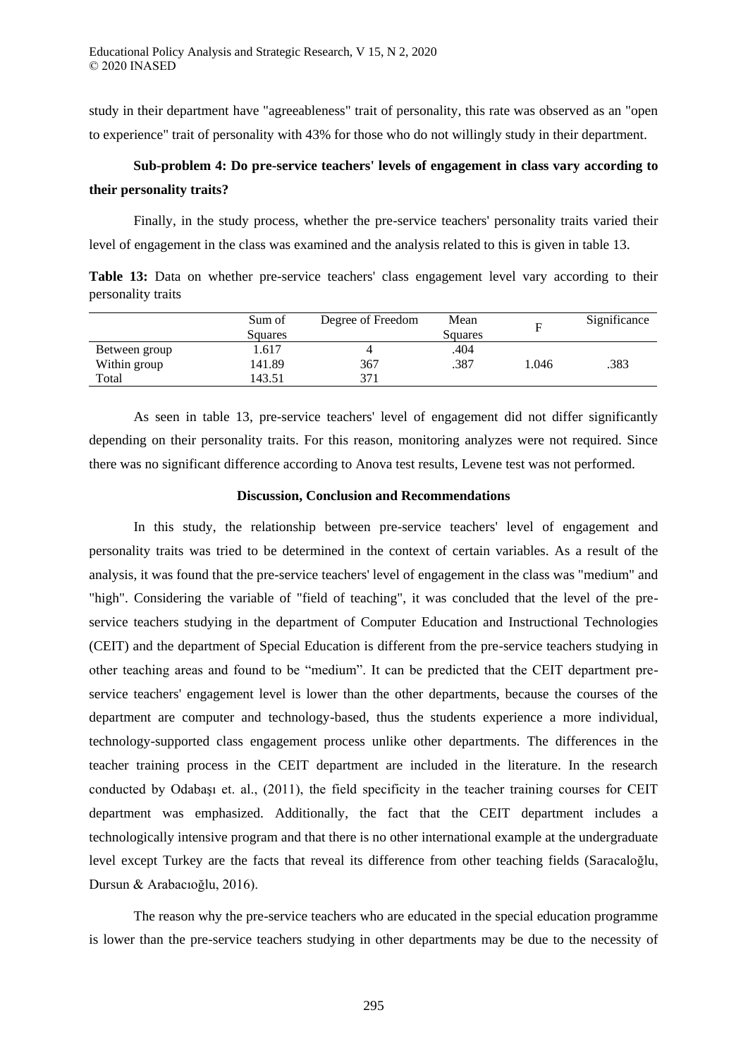study in their department have "agreeableness" trait of personality, this rate was observed as an "open to experience" trait of personality with 43% for those who do not willingly study in their department.

**Sub-problem 4: Do pre-service teachers' levels of engagement in class vary according to their personality traits?**

Finally, in the study process, whether the pre-service teachers' personality traits varied their level of engagement in the class was examined and the analysis related to this is given in table 13.

**Table 13:** Data on whether pre-service teachers' class engagement level vary according to their personality traits

| | Sum of Squares | Degree of Freedom | Mean Squares | F | Significance |
|---|---|---|---|---|---|
| Between group | 1.617 | 4 | .404 | | |
| Within group | 141.89 | 367 | .387 | 1.046 | .383 |
| Total | 143.51 | 371 | | | |

As seen in table 13, pre-service teachers' level of engagement did not differ significantly depending on their personality traits. For this reason, monitoring analyzes were not required. Since there was no significant difference according to Anova test results, Levene test was not performed.

## Discussion, Conclusion and Recommendations

In this study, the relationship between pre-service teachers' level of engagement and personality traits was tried to be determined in the context of certain variables. As a result of the analysis, it was found that the pre-service teachers' level of engagement in the class was "medium" and "high". Considering the variable of "field of teaching", it was concluded that the level of the pre-service teachers studying in the department of Computer Education and Instructional Technologies (CEIT) and the department of Special Education is different from the pre-service teachers studying in other teaching areas and found to be "medium". It can be predicted that the CEIT department pre-service teachers' engagement level is lower than the other departments, because the courses of the department are computer and technology-based, thus the students experience a more individual, technology-supported class engagement process unlike other departments. The differences in the teacher training process in the CEIT department are included in the literature. In the research conducted by Odabaşı et. al., (2011), the field specificity in the teacher training courses for CEIT department was emphasized. Additionally, the fact that the CEIT department includes a technologically intensive program and that there is no other international example at the undergraduate level except Turkey are the facts that reveal its difference from other teaching fields (Saracaloğlu, Dursun & Arabacıoğlu, 2016).

The reason why the pre-service teachers who are educated in the special education programme is lower than the pre-service teachers studying in other departments may be due to the necessity of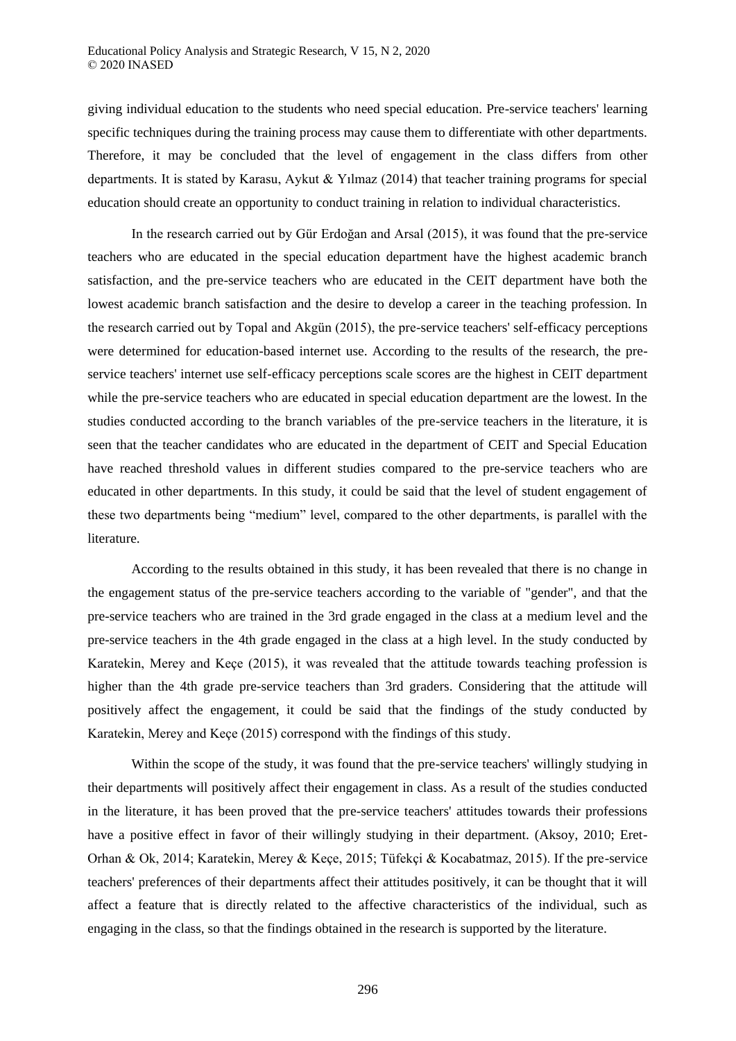giving individual education to the students who need special education. Pre-service teachers' learning specific techniques during the training process may cause them to differentiate with other departments. Therefore, it may be concluded that the level of engagement in the class differs from other departments. It is stated by Karasu, Aykut & Yılmaz (2014) that teacher training programs for special education should create an opportunity to conduct training in relation to individual characteristics.

In the research carried out by Gür Erdoğan and Arsal (2015), it was found that the pre-service teachers who are educated in the special education department have the highest academic branch satisfaction, and the pre-service teachers who are educated in the CEIT department have both the lowest academic branch satisfaction and the desire to develop a career in the teaching profession. In the research carried out by Topal and Akgün (2015), the pre-service teachers' self-efficacy perceptions were determined for education-based internet use. According to the results of the research, the pre-service teachers' internet use self-efficacy perceptions scale scores are the highest in CEIT department while the pre-service teachers who are educated in special education department are the lowest. In the studies conducted according to the branch variables of the pre-service teachers in the literature, it is seen that the teacher candidates who are educated in the department of CEIT and Special Education have reached threshold values in different studies compared to the pre-service teachers who are educated in other departments. In this study, it could be said that the level of student engagement of these two departments being "medium" level, compared to the other departments, is parallel with the literature.

According to the results obtained in this study, it has been revealed that there is no change in the engagement status of the pre-service teachers according to the variable of "gender", and that the pre-service teachers who are trained in the 3rd grade engaged in the class at a medium level and the pre-service teachers in the 4th grade engaged in the class at a high level. In the study conducted by Karatekin, Merey and Keçe (2015), it was revealed that the attitude towards teaching profession is higher than the 4th grade pre-service teachers than 3rd graders. Considering that the attitude will positively affect the engagement, it could be said that the findings of the study conducted by Karatekin, Merey and Keçe (2015) correspond with the findings of this study.

Within the scope of the study, it was found that the pre-service teachers' willingly studying in their departments will positively affect their engagement in class. As a result of the studies conducted in the literature, it has been proved that the pre-service teachers' attitudes towards their professions have a positive effect in favor of their willingly studying in their department. (Aksoy, 2010; Eret-Orhan & Ok, 2014; Karatekin, Merey & Keçe, 2015; Tüfekçi & Kocabatmaz, 2015). If the pre-service teachers' preferences of their departments affect their attitudes positively, it can be thought that it will affect a feature that is directly related to the affective characteristics of the individual, such as engaging in the class, so that the findings obtained in the research is supported by the literature.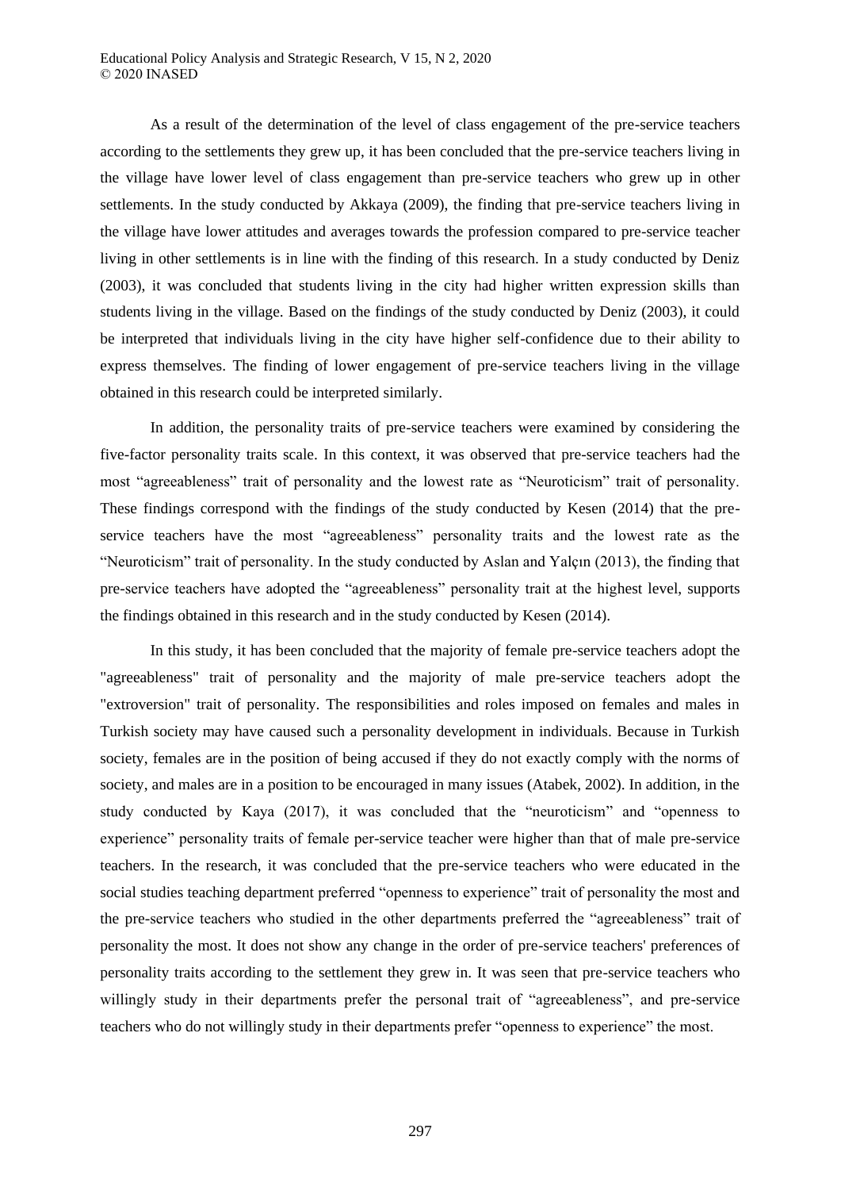As a result of the determination of the level of class engagement of the pre-service teachers according to the settlements they grew up, it has been concluded that the pre-service teachers living in the village have lower level of class engagement than pre-service teachers who grew up in other settlements. In the study conducted by Akkaya (2009), the finding that pre-service teachers living in the village have lower attitudes and averages towards the profession compared to pre-service teacher living in other settlements is in line with the finding of this research. In a study conducted by Deniz (2003), it was concluded that students living in the city had higher written expression skills than students living in the village. Based on the findings of the study conducted by Deniz (2003), it could be interpreted that individuals living in the city have higher self-confidence due to their ability to express themselves. The finding of lower engagement of pre-service teachers living in the village obtained in this research could be interpreted similarly.

In addition, the personality traits of pre-service teachers were examined by considering the five-factor personality traits scale. In this context, it was observed that pre-service teachers had the most "agreeableness" trait of personality and the lowest rate as "Neuroticism" trait of personality. These findings correspond with the findings of the study conducted by Kesen (2014) that the pre-service teachers have the most "agreeableness" personality traits and the lowest rate as the "Neuroticism" trait of personality. In the study conducted by Aslan and Yalçın (2013), the finding that pre-service teachers have adopted the "agreeableness" personality trait at the highest level, supports the findings obtained in this research and in the study conducted by Kesen (2014).

In this study, it has been concluded that the majority of female pre-service teachers adopt the "agreeableness" trait of personality and the majority of male pre-service teachers adopt the "extroversion" trait of personality. The responsibilities and roles imposed on females and males in Turkish society may have caused such a personality development in individuals. Because in Turkish society, females are in the position of being accused if they do not exactly comply with the norms of society, and males are in a position to be encouraged in many issues (Atabek, 2002). In addition, in the study conducted by Kaya (2017), it was concluded that the "neuroticism" and "openness to experience" personality traits of female per-service teacher were higher than that of male pre-service teachers. In the research, it was concluded that the pre-service teachers who were educated in the social studies teaching department preferred "openness to experience" trait of personality the most and the pre-service teachers who studied in the other departments preferred the "agreeableness" trait of personality the most. It does not show any change in the order of pre-service teachers' preferences of personality traits according to the settlement they grew in. It was seen that pre-service teachers who willingly study in their departments prefer the personal trait of "agreeableness", and pre-service teachers who do not willingly study in their departments prefer "openness to experience" the most.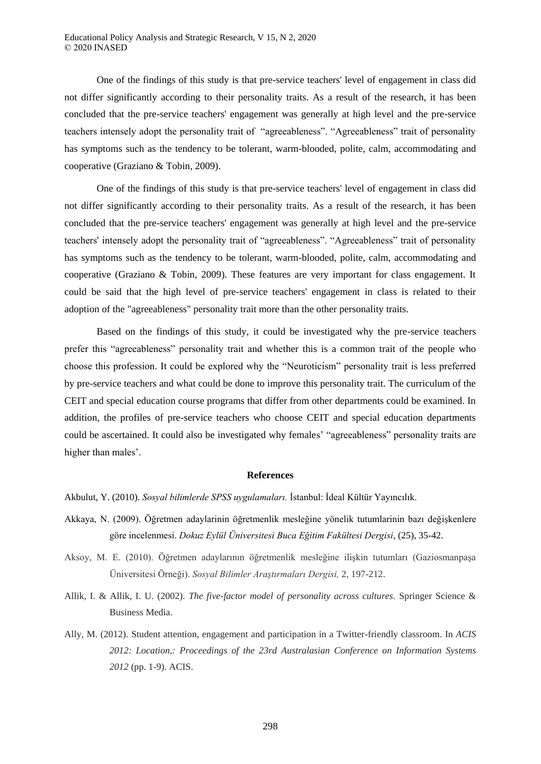One of the findings of this study is that pre-service teachers' level of engagement in class did not differ significantly according to their personality traits. As a result of the research, it has been concluded that the pre-service teachers' engagement was generally at high level and the pre-service teachers intensely adopt the personality trait of "agreeableness". "Agreeableness" trait of personality has symptoms such as the tendency to be tolerant, warm-blooded, polite, calm, accommodating and cooperative (Graziano & Tobin, 2009).

One of the findings of this study is that pre-service teachers' level of engagement in class did not differ significantly according to their personality traits. As a result of the research, it has been concluded that the pre-service teachers' engagement was generally at high level and the pre-service teachers' intensely adopt the personality trait of "agreeableness". "Agreeableness" trait of personality has symptoms such as the tendency to be tolerant, warm-blooded, polite, calm, accommodating and cooperative (Graziano & Tobin, 2009). These features are very important for class engagement. It could be said that the high level of pre-service teachers' engagement in class is related to their adoption of the "agreeableness" personality trait more than the other personality traits.

Based on the findings of this study, it could be investigated why the pre-service teachers prefer this "agreeableness" personality trait and whether this is a common trait of the people who choose this profession. It could be explored why the "Neuroticism" personality trait is less preferred by pre-service teachers and what could be done to improve this personality trait. The curriculum of the CEIT and special education course programs that differ from other departments could be examined. In addition, the profiles of pre-service teachers who choose CEIT and special education departments could be ascertained. It could also be investigated why females' "agreeableness" personality traits are higher than males'.

## References

Akbulut, Y. (2010). *Sosyal bilimlerde SPSS uygulamaları.* İstanbul: İdeal Kültür Yayıncılık.

Akkaya, N. (2009). Öğretmen adaylarinin öğretmenlik mesleğine yönelik tutumlarinin bazı değişkenlere göre incelenmesi. *Dokuz Eylül Üniversitesi Buca Eğitim Fakültesi Dergisi*, (25), 35-42.

Aksoy, M. E. (2010). Öğretmen adaylarının öğretmenlik mesleğine ilişkin tutumları (Gaziosmanpaşa Üniversitesi Örneği). *Sosyal Bilimler Araştırmaları Dergisi,* 2, 197-212.

Allik, I. & Allik, I. U. (2002). *The five-factor model of personality across cultures*. Springer Science & Business Media.

Ally, M. (2012). Student attention, engagement and participation in a Twitter-friendly classroom. In *ACIS 2012: Location,: Proceedings of the 23rd Australasian Conference on Information Systems 2012* (pp. 1-9). ACIS.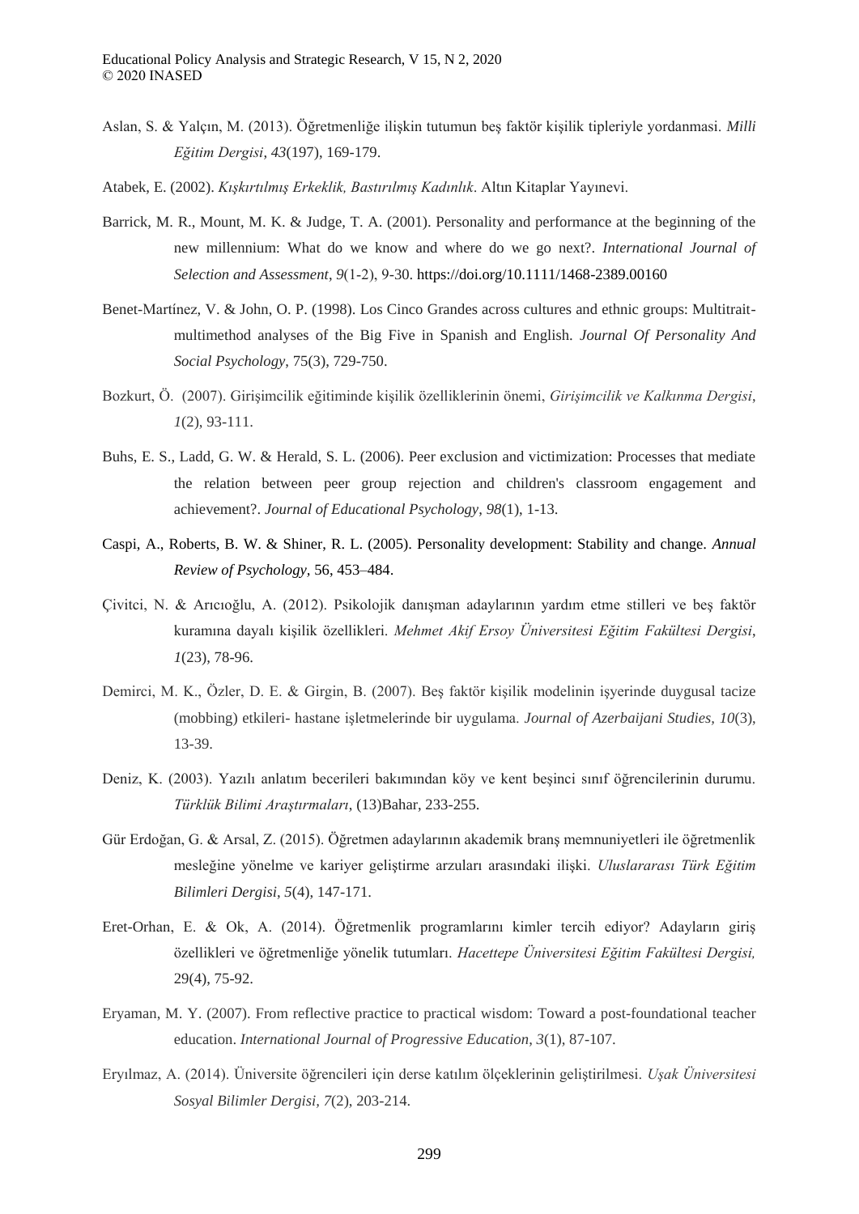Aslan, S. & Yalçın, M. (2013). Öğretmenliğe ilişkin tutumun beş faktör kişilik tipleriyle yordanması. *Milli Eğitim Dergisi*, *43*(197), 169-179.

Atabek, E. (2002). *Kışkırtılmış Erkeklik, Bastırılmış Kadınlık*. Altın Kitaplar Yayınevi.

Barrick, M. R., Mount, M. K. & Judge, T. A. (2001). Personality and performance at the beginning of the new millennium: What do we know and where do we go next?. *International Journal of Selection and Assessment*, *9*(1-2), 9-30. https://doi.org/10.1111/1468-2389.00160

Benet-Martínez, V. & John, O. P. (1998). Los Cinco Grandes across cultures and ethnic groups: Multitrait-multimethod analyses of the Big Five in Spanish and English. *Journal Of Personality And Social Psychology*, 75(3), 729-750.

Bozkurt, Ö. (2007). Girişimcilik eğitiminde kişilik özelliklerinin önemi, *Girişimcilik ve Kalkınma Dergisi*, *1*(2), 93-111.

Buhs, E. S., Ladd, G. W. & Herald, S. L. (2006). Peer exclusion and victimization: Processes that mediate the relation between peer group rejection and children's classroom engagement and achievement?. *Journal of Educational Psychology*, *98*(1), 1-13.

Caspi, A., Roberts, B. W. & Shiner, R. L. (2005). Personality development: Stability and change. *Annual Review of Psychology,* 56, 453–484.

Çivitci, N. & Arıcıoğlu, A. (2012). Psikolojik danışman adaylarının yardım etme stilleri ve beş faktör kuramına dayalı kişilik özellikleri. *Mehmet Akif Ersoy Üniversitesi Eğitim Fakültesi Dergisi*, *1*(23), 78-96.

Demirci, M. K., Özler, D. E. & Girgin, B. (2007). Beş faktör kişilik modelinin işyerinde duygusal tacize (mobbing) etkileri- hastane işletmelerinde bir uygulama. *Journal of Azerbaijani Studies, 10*(3), 13-39.

Deniz, K. (2003). Yazılı anlatım becerileri bakımından köy ve kent beşinci sınıf öğrencilerinin durumu. *Türklük Bilimi Araştırmaları*, (13)Bahar, 233-255.

Gür Erdoğan, G. & Arsal, Z. (2015). Öğretmen adaylarının akademik branş memnuniyetleri ile öğretmenlik mesleğine yönelme ve kariyer geliştirme arzuları arasındaki ilişki. *Uluslararası Türk Eğitim Bilimleri Dergisi*, *5*(4), 147-171.

Eret-Orhan, E. & Ok, A. (2014). Öğretmenlik programlarını kimler tercih ediyor? Adayların giriş özellikleri ve öğretmenliğe yönelik tutumları. *Hacettepe Üniversitesi Eğitim Fakültesi Dergisi,* 29(4), 75-92.

Eryaman, M. Y. (2007). From reflective practice to practical wisdom: Toward a post-foundational teacher education. *International Journal of Progressive Education*, *3*(1), 87-107.

Eryılmaz, A. (2014). Üniversite öğrencileri için derse katılım ölçeklerinin geliştirilmesi. *Uşak Üniversitesi Sosyal Bilimler Dergisi, 7*(2), 203-214.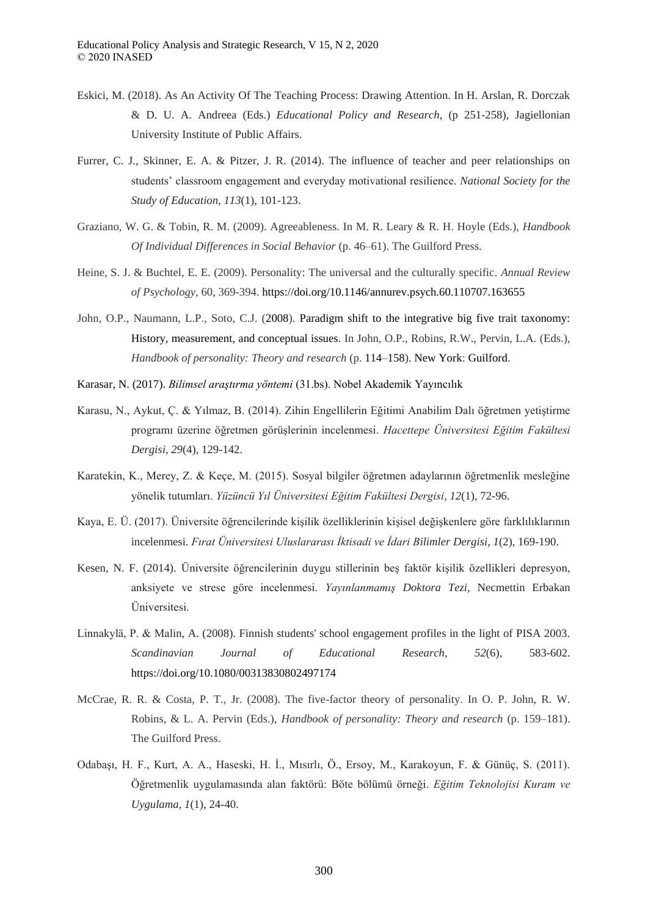Eskici, M. (2018). As An Activity Of The Teaching Process: Drawing Attention. In H. Arslan, R. Dorczak & D. U. A. Andreea (Eds.) *Educational Policy and Research*, (p 251-258), Jagiellonian University Institute of Public Affairs.

Furrer, C. J., Skinner, E. A. & Pitzer, J. R. (2014). The influence of teacher and peer relationships on students' classroom engagement and everyday motivational resilience. *National Society for the Study of Education, 113*(1), 101-123.

Graziano, W. G. & Tobin, R. M. (2009). Agreeableness. In M. R. Leary & R. H. Hoyle (Eds.), *Handbook Of Individual Differences in Social Behavior* (p. 46–61). The Guilford Press.

Heine, S. J. & Buchtel, E. E. (2009). Personality: The universal and the culturally specific. *Annual Review of Psychology,* 60, 369-394. https://doi.org/10.1146/annurev.psych.60.110707.163655

John, O.P., Naumann, L.P., Soto, C.J. (2008). Paradigm shift to the integrative big five trait taxonomy: History, measurement, and conceptual issues. In John, O.P., Robins, R.W., Pervin, L.A. (Eds.), *Handbook of personality: Theory and research* (p. 114–158). New York: Guilford.

Karasar, N. (2017). *Bilimsel araştırma yöntemi* (31.bs). Nobel Akademik Yayıncılık

Karasu, N., Aykut, Ç. & Yılmaz, B. (2014). Zihin Engellilerin Eğitimi Anabilim Dalı öğretmen yetiştirme programı üzerine öğretmen görüşlerinin incelenmesi. *Hacettepe Üniversitesi Eğitim Fakültesi Dergisi*, *29*(4), 129-142.

Karatekin, K., Merey, Z. & Keçe, M. (2015). Sosyal bilgiler öğretmen adaylarının öğretmenlik mesleğine yönelik tutumları. *Yüzüncü Yıl Üniversitesi Eğitim Fakültesi Dergisi*, *12*(1), 72-96.

Kaya, E. Ü. (2017). Üniversite öğrencilerinde kişilik özelliklerinin kişisel değişkenlere göre farklılıklarının incelenmesi. *Fırat Üniversitesi Uluslararası İktisadi ve İdari Bilimler Dergisi*, *1*(2), 169-190.

Kesen, N. F. (2014). Üniversite öğrencilerinin duygu stillerinin beş faktör kişilik özellikleri depresyon, anksiyete ve strese göre incelenmesi. *Yayınlanmamış Doktora Tezi*, Necmettin Erbakan Üniversitesi.

Linnakylä, P. & Malin, A. (2008). Finnish students' school engagement profiles in the light of PISA 2003. *Scandinavian Journal of Educational Research*, *52*(6), 583-602. https://doi.org/10.1080/00313830802497174

McCrae, R. R. & Costa, P. T., Jr. (2008). The five-factor theory of personality. In O. P. John, R. W. Robins, & L. A. Pervin (Eds.), *Handbook of personality: Theory and research* (p. 159–181). The Guilford Press.

Odabaşı, H. F., Kurt, A. A., Haseski, H. İ., Mısırlı, Ö., Ersoy, M., Karakoyun, F. & Günüç, S. (2011). Öğretmenlik uygulamasında alan faktörü: Böte bölümü örneği. *Eğitim Teknolojisi Kuram ve Uygulama*, *1*(1), 24-40.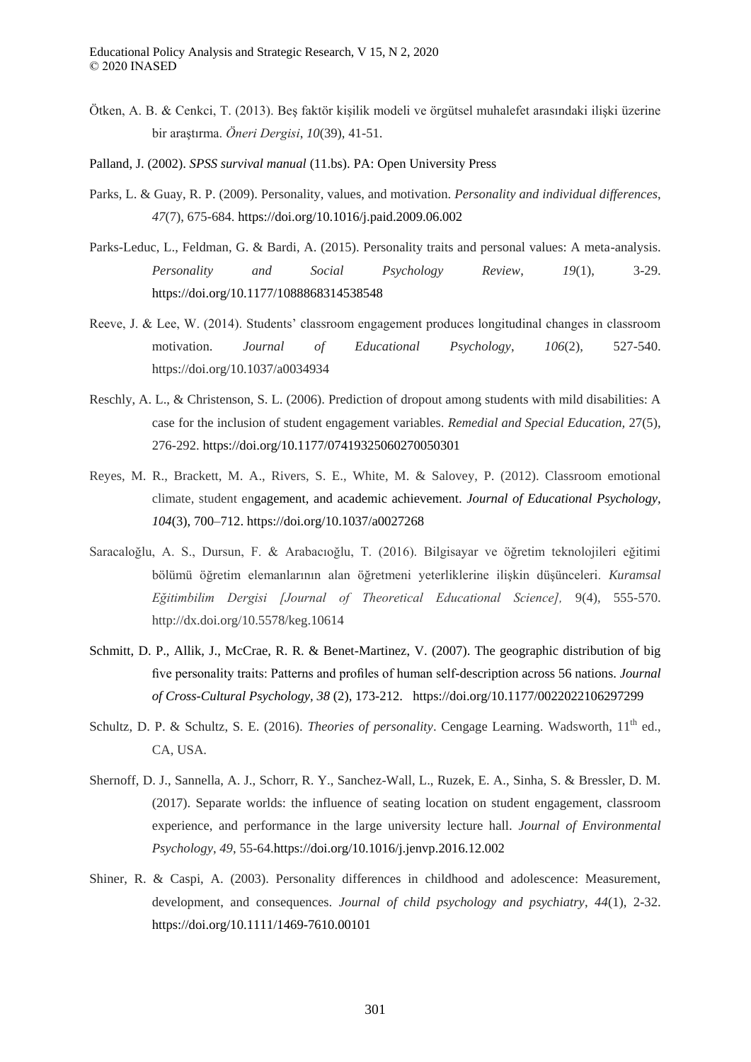Ötken, A. B. & Cenkci, T. (2013). Beş faktör kişilik modeli ve örgütsel muhalefet arasındaki ilişki üzerine bir araştırma. *Öneri Dergisi*, *10*(39), 41-51.

Palland, J. (2002). *SPSS survival manual* (11.bs). PA: Open University Press

Parks, L. & Guay, R. P. (2009). Personality, values, and motivation. *Personality and individual differences*, *47*(7), 675-684. https://doi.org/10.1016/j.paid.2009.06.002

Parks-Leduc, L., Feldman, G. & Bardi, A. (2015). Personality traits and personal values: A meta-analysis. *Personality and Social Psychology Review*, *19*(1), 3-29. https://doi.org/10.1177/1088868314538548

Reeve, J. & Lee, W. (2014). Students' classroom engagement produces longitudinal changes in classroom motivation. *Journal of Educational Psychology*, *106*(2), 527-540. https://doi.org/10.1037/a0034934

Reschly, A. L., & Christenson, S. L. (2006). Prediction of dropout among students with mild disabilities: A case for the inclusion of student engagement variables. *Remedial and Special Education*, 27(5), 276-292. https://doi.org/10.1177/07419325060270050301

Reyes, M. R., Brackett, M. A., Rivers, S. E., White, M. & Salovey, P. (2012). Classroom emotional climate, student engagement, and academic achievement. *Journal of Educational Psychology*, *104*(3), 700–712. https://doi.org/10.1037/a0027268

Saracaloğlu, A. S., Dursun, F. & Arabacıoğlu, T. (2016). Bilgisayar ve öğretim teknolojileri eğitimi bölümü öğretim elemanlarının alan öğretmeni yeterliklerine ilişkin düşünceleri. *Kuramsal Eğitimbilim Dergisi [Journal of Theoretical Educational Science],* 9(4), 555-570. http://dx.doi.org/10.5578/keg.10614

Schmitt, D. P., Allik, J., McCrae, R. R. & Benet-Martinez, V. (2007). The geographic distribution of big five personality traits: Patterns and profiles of human self-description across 56 nations. *Journal of Cross-Cultural Psychology, 38* (2), 173-212. https://doi.org/10.1177/0022022106297299

Schultz, D. P. & Schultz, S. E. (2016). *Theories of personality*. Cengage Learning. Wadsworth, 11th ed., CA, USA.

Shernoff, D. J., Sannella, A. J., Schorr, R. Y., Sanchez-Wall, L., Ruzek, E. A., Sinha, S. & Bressler, D. M. (2017). Separate worlds: the influence of seating location on student engagement, classroom experience, and performance in the large university lecture hall. *Journal of Environmental Psychology*, *49*, 55-64.https://doi.org/10.1016/j.jenvp.2016.12.002

Shiner, R. & Caspi, A. (2003). Personality differences in childhood and adolescence: Measurement, development, and consequences. *Journal of child psychology and psychiatry*, *44*(1), 2-32. https://doi.org/10.1111/1469-7610.00101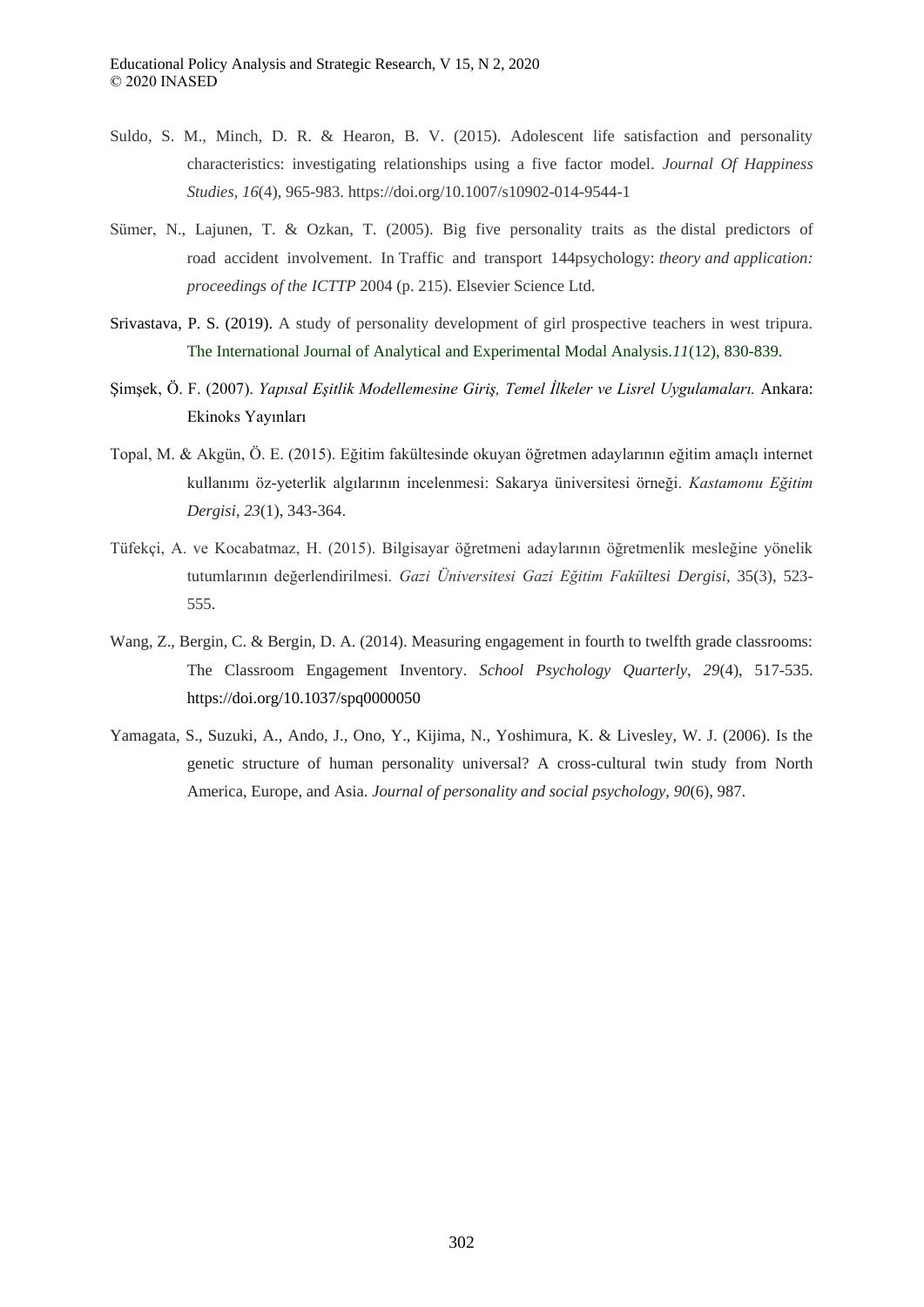Suldo, S. M., Minch, D. R. & Hearon, B. V. (2015). Adolescent life satisfaction and personality characteristics: investigating relationships using a five factor model. *Journal Of Happiness Studies, 16*(4), 965-983. https://doi.org/10.1007/s10902-014-9544-1

Sümer, N., Lajunen, T. & Ozkan, T. (2005). Big five personality traits as the distal predictors of road accident involvement. In Traffic and transport 144psychology: *theory and application: proceedings of the ICTTP* 2004 (p. 215). Elsevier Science Ltd.

Srivastava, P. S. (2019). A study of personality development of girl prospective teachers in west tripura. The International Journal of Analytical and Experimental Modal Analysis.*11*(12), 830-839.

Şimşek, Ö. F. (2007). *Yapısal Eşitlik Modellemesine Giriş, Temel İlkeler ve Lisrel Uygulamaları.* Ankara: Ekinoks Yayınları

Topal, M. & Akgün, Ö. E. (2015). Eğitim fakültesinde okuyan öğretmen adaylarının eğitim amaçlı internet kullanımı öz-yeterlik algılarının incelenmesi: Sakarya üniversitesi örneği. *Kastamonu Eğitim Dergisi*, *23*(1), 343-364.

Tüfekçi, A. ve Kocabatmaz, H. (2015). Bilgisayar öğretmeni adaylarının öğretmenlik mesleğine yönelik tutumlarının değerlendirilmesi. *Gazi Üniversitesi Gazi Eğitim Fakültesi Dergisi*, 35(3), 523-555.

Wang, Z., Bergin, C. & Bergin, D. A. (2014). Measuring engagement in fourth to twelfth grade classrooms: The Classroom Engagement Inventory. *School Psychology Quarterly*, *29*(4), 517-535. https://doi.org/10.1037/spq0000050

Yamagata, S., Suzuki, A., Ando, J., Ono, Y., Kijima, N., Yoshimura, K. & Livesley, W. J. (2006). Is the genetic structure of human personality universal? A cross-cultural twin study from North America, Europe, and Asia. *Journal of personality and social psychology*, *90*(6), 987.